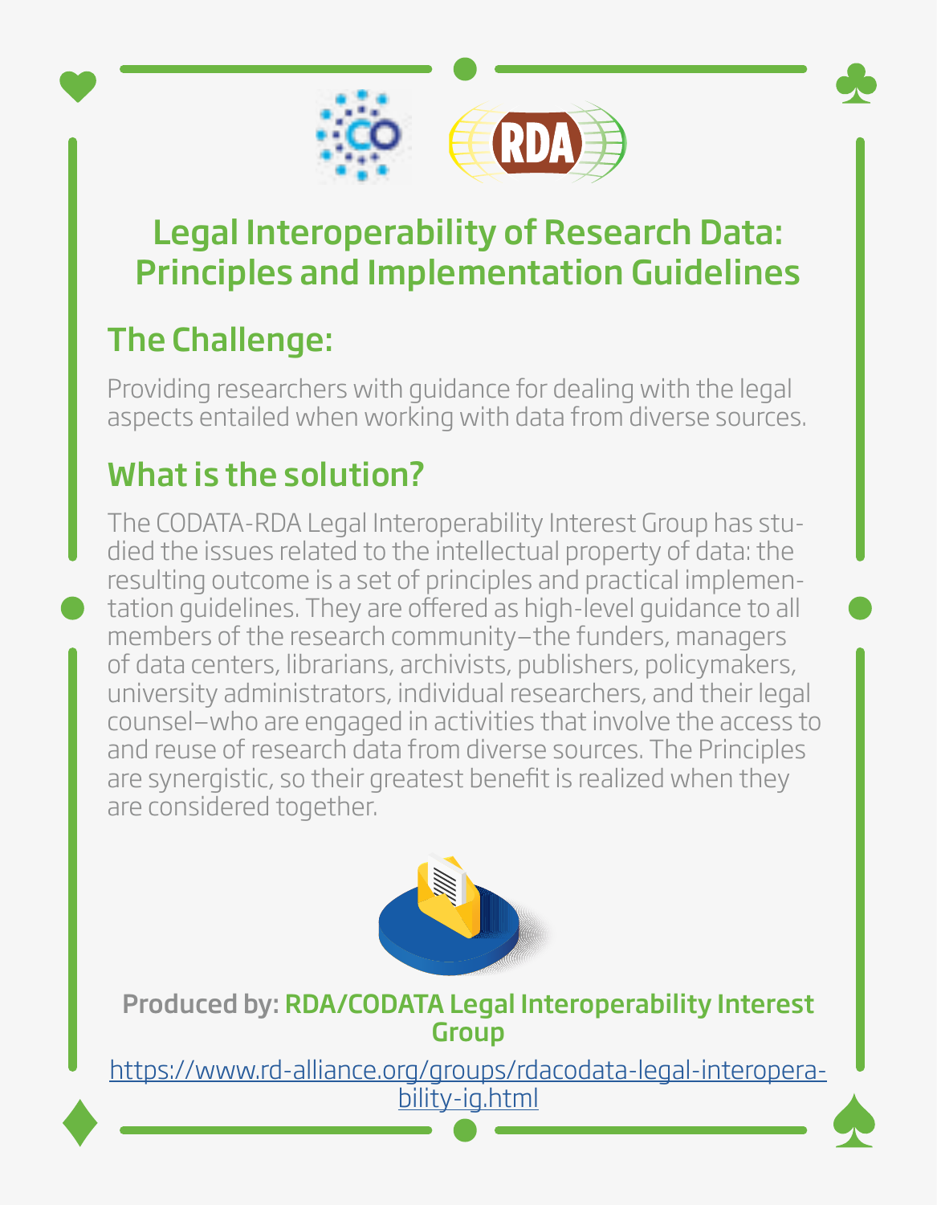# Legal Interoperability of Research Data: Principles and Implementation Guidelines

## The Challenge:

Providing researchers with guidance for dealing with the legal aspects entailed when working with data from diverse sources.

## What is the solution?

The CODATA-RDA Legal Interoperability Interest Group has studied the issues related to the intellectual property of data: the resulting outcome is a set of principles and practical implementation guidelines. They are offered as high-level guidance to all members of the research community—the funders, managers of data centers, librarians, archivists, publishers, policymakers, university administrators, individual researchers, and their legal counsel—who are engaged in activities that involve the access to and reuse of research data from diverse sources. The Principles are synergistic, so their greatest benefit is realized when they are considered together.

**Produced by: RDA/CODATA Legal Interoperability Interest Group**

https://www.rd-alliance.org/groups/rdacodata-legal-interoperability-ig.html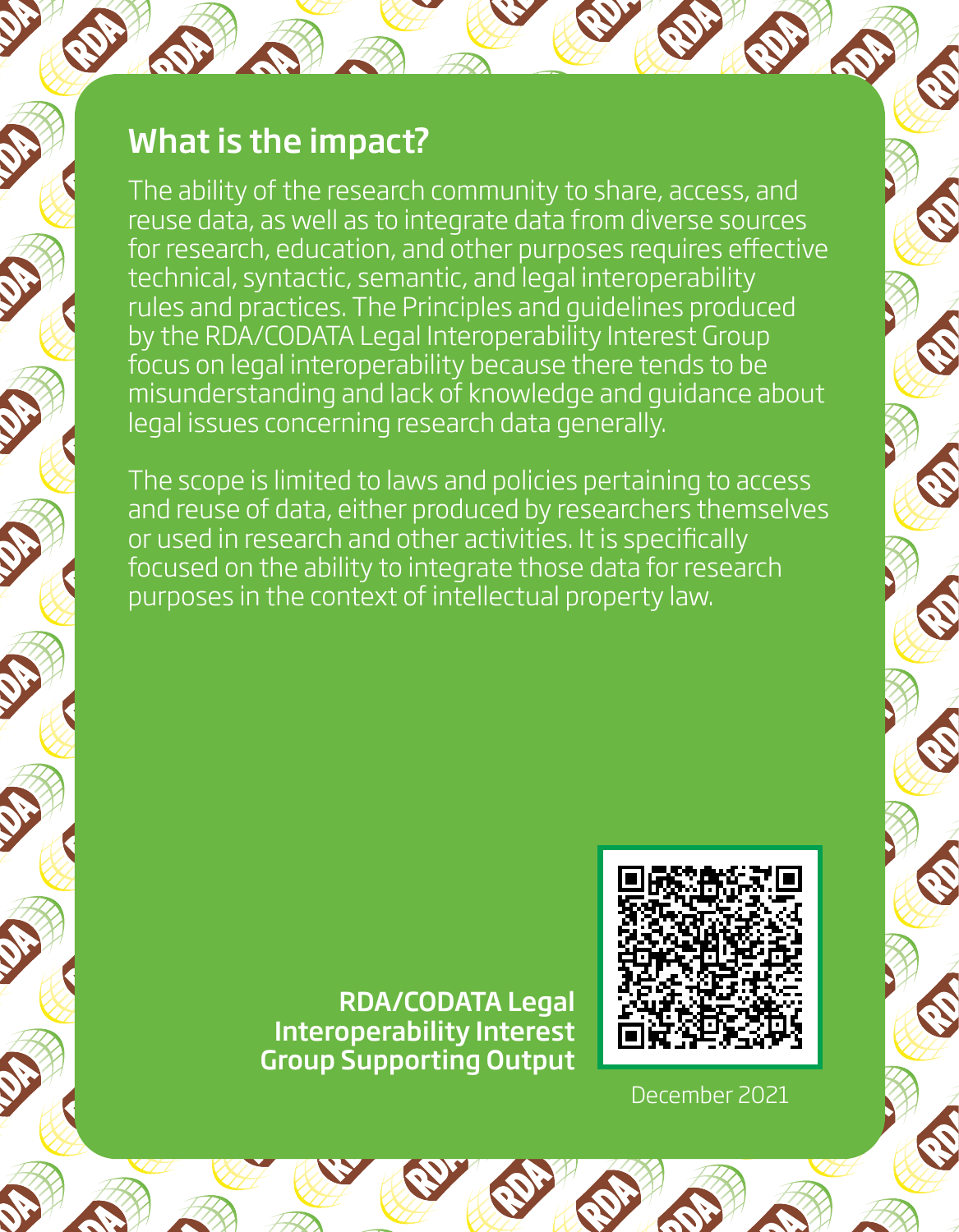## What is the impact?

The ability of the research community to share, access, and reuse data, as well as to integrate data from diverse sources for research, education, and other purposes requires effective technical, syntactic, semantic, and legal interoperability rules and practices. The Principles and guidelines produced by the RDA/CODATA Legal Interoperability Interest Group focus on legal interoperability because there tends to be misunderstanding and lack of knowledge and guidance about legal issues concerning research data generally.

The scope is limited to laws and policies pertaining to access and reuse of data, either produced by researchers themselves or used in research and other activities. It is specifically focused on the ability to integrate those data for research purposes in the context of intellectual property law.

**RDA/CODATA Legal Interoperability Interest Group Supporting Output**

December 2021